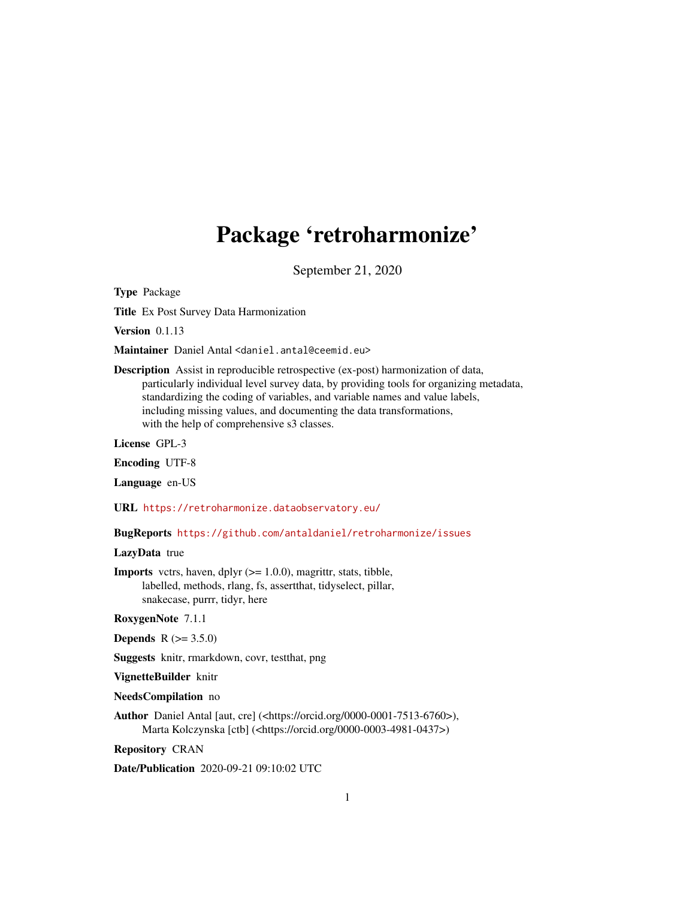# Package 'retroharmonize'

September 21, 2020

**Type** Package

**Title** Ex Post Survey Data Harmonization

**Version** 0.1.13

**Maintainer** Daniel Antal <daniel.antal@ceemid.eu>

**Description** Assist in reproducible retrospective (ex-post) harmonization of data, particularly individual level survey data, by providing tools for organizing metadata, standardizing the coding of variables, and variable names and value labels, including missing values, and documenting the data transformations, with the help of comprehensive s3 classes.

**License** GPL-3

**Encoding** UTF-8

**Language** en-US

**URL** https://retroharmonize.dataobservatory.eu/

**BugReports** https://github.com/antaldaniel/retroharmonize/issues

**LazyData** true

**Imports** vctrs, haven, dplyr (>= 1.0.0), magrittr, stats, tibble, labelled, methods, rlang, fs, assertthat, tidyselect, pillar, snakecase, purrr, tidyr, here

**RoxygenNote** 7.1.1

**Depends** R (>= 3.5.0)

**Suggests** knitr, rmarkdown, covr, testthat, png

**VignetteBuilder** knitr

**NeedsCompilation** no

**Author** Daniel Antal [aut, cre] (<https://orcid.org/0000-0001-7513-6760>), Marta Kolczynska [ctb] (<https://orcid.org/0000-0003-4981-0437>)

**Repository** CRAN

**Date/Publication** 2020-09-21 09:10:02 UTC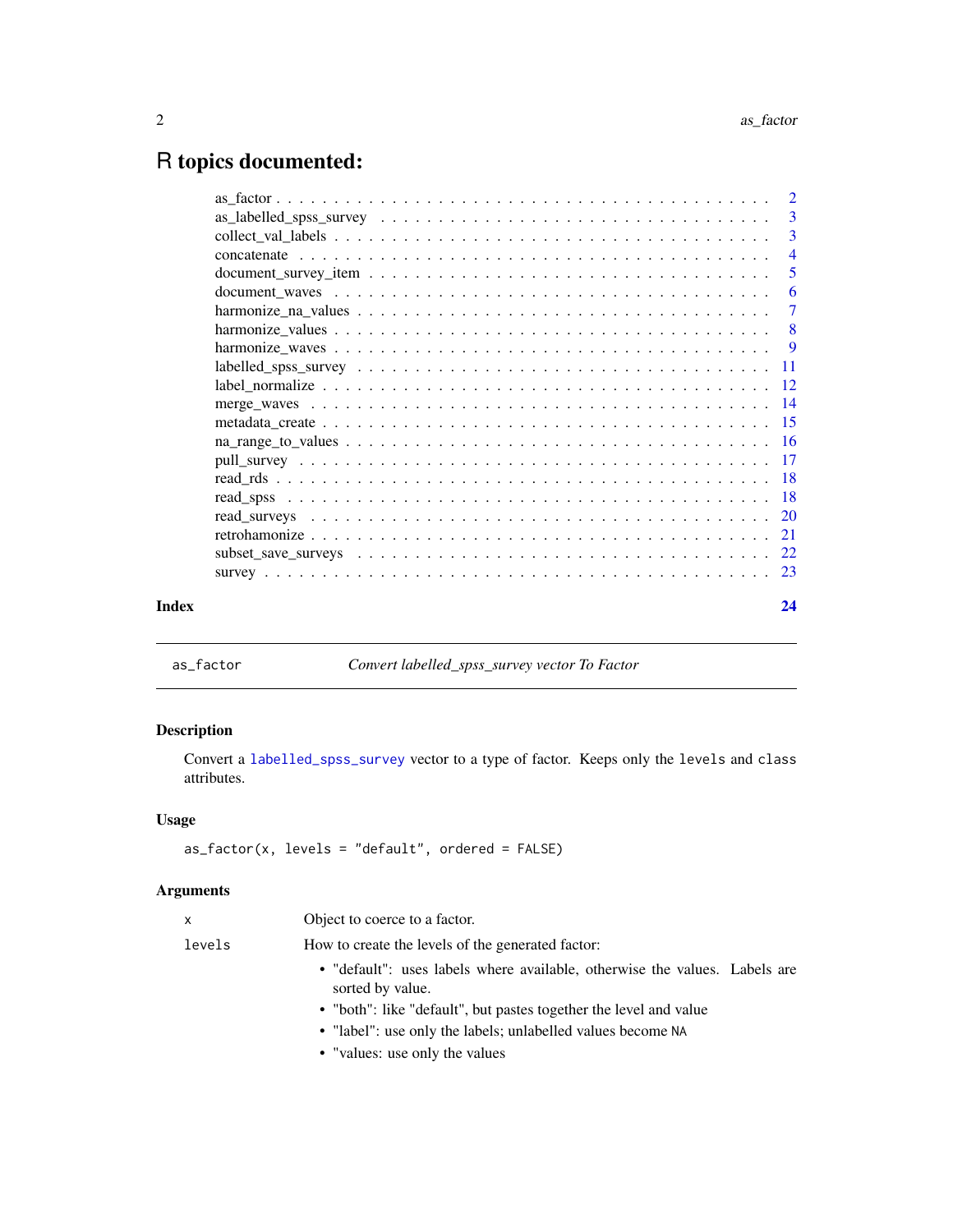# R topics documented:

| | |
|---|---|
| as_factor | 2 |
| as_labelled_spss_survey | 3 |
| collect_val_labels | 3 |
| concatenate | 4 |
| document_survey_item | 5 |
| document_waves | 6 |
| harmonize_na_values | 7 |
| harmonize_values | 8 |
| harmonize_waves | 9 |
| labelled_spss_survey | 11 |
| label_normalize | 12 |
| merge_waves | 14 |
| metadata_create | 15 |
| na_range_to_values | 16 |
| pull_survey | 17 |
| read_rds | 18 |
| read_spss | 18 |
| read_surveys | 20 |
| retrohamonize | 21 |
| subset_save_surveys | 22 |
| survey | 23 |

**Index** **24**

---

`as_factor` *Convert labelled_spss_survey vector To Factor*

---

### Description

Convert a `labelled_spss_survey` vector to a type of factor. Keeps only the `levels` and `class` attributes.

### Usage

```
as_factor(x, levels = "default", ordered = FALSE)
```

### Arguments

| | |
|---|---|
| `x` | Object to coerce to a factor. |
| `levels` | How to create the levels of the generated factor:<br>• "default": uses labels where available, otherwise the values. Labels are sorted by value.<br>• "both": like "default", but pastes together the level and value<br>• "label": use only the labels; unlabelled values become `NA`<br>• "values: use only the values |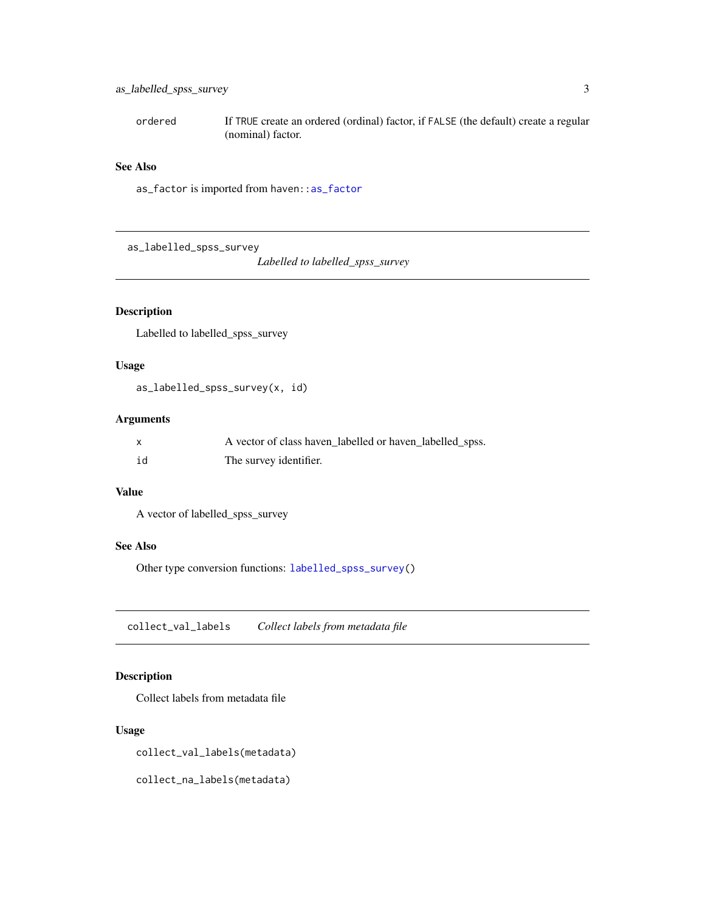| | |
|---|---|
| ordered | If TRUE create an ordered (ordinal) factor, if FALSE (the default) create a regular (nominal) factor. |

### See Also

as_factor is imported from haven::as_factor

---

## as_labelled_spss_survey    *Labelled to labelled_spss_survey*

---

### Description

Labelled to labelled_spss_survey

### Usage

```
as_labelled_spss_survey(x, id)
```

### Arguments

| | |
|---|---|
| x | A vector of class haven_labelled or haven_labelled_spss. |
| id | The survey identifier. |

### Value

A vector of labelled_spss_survey

### See Also

Other type conversion functions: labelled_spss_survey()

---

## collect_val_labels    *Collect labels from metadata file*

---

### Description

Collect labels from metadata file

### Usage

```
collect_val_labels(metadata)

collect_na_labels(metadata)
```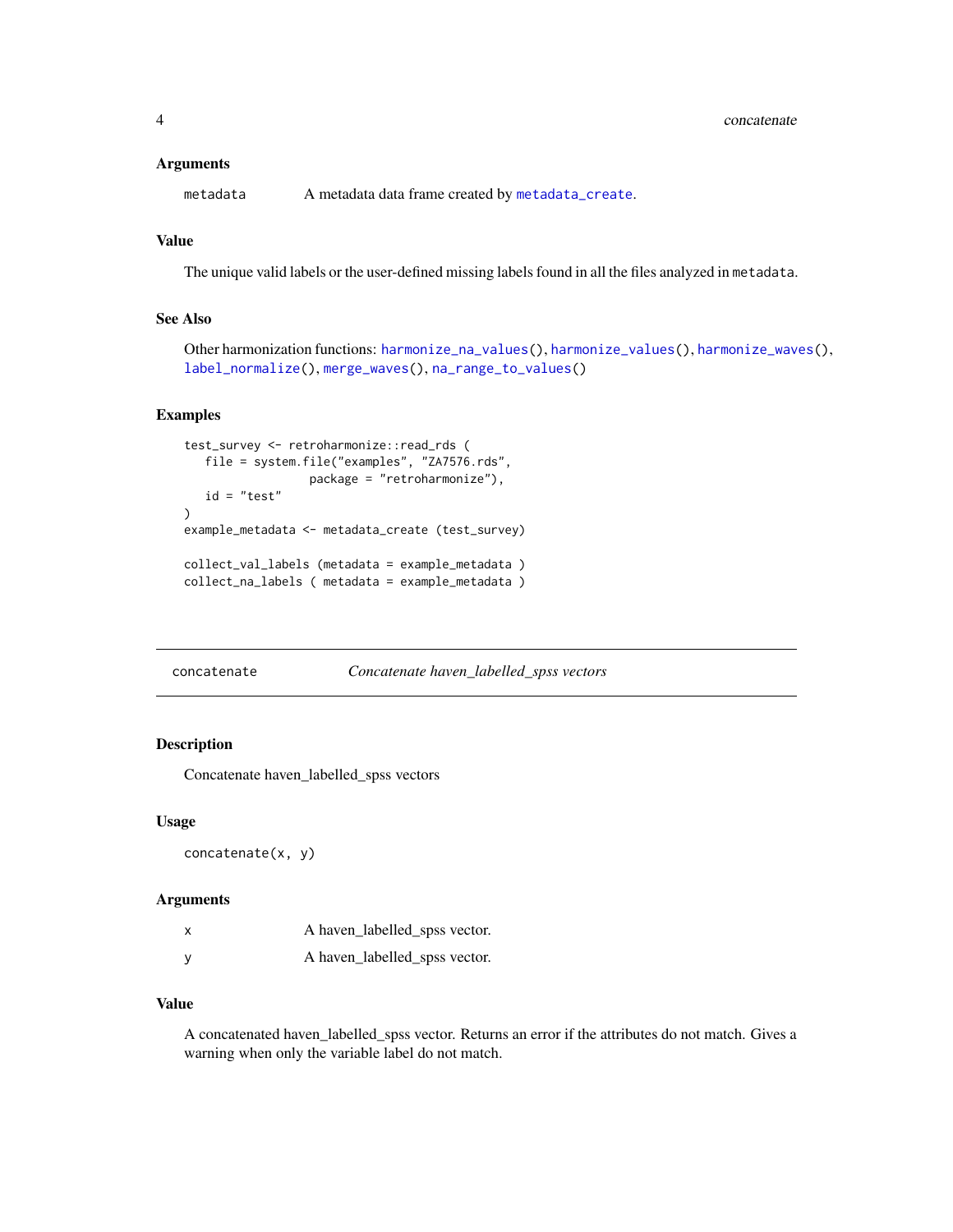### Arguments

| | |
|---|---|
| metadata | A metadata data frame created by `metadata_create`. |

### Value

The unique valid labels or the user-defined missing labels found in all the files analyzed in `metadata`.

### See Also

Other harmonization functions: `harmonize_na_values()`, `harmonize_values()`, `harmonize_waves()`, `label_normalize()`, `merge_waves()`, `na_range_to_values()`

### Examples

```
test_survey <- retroharmonize::read_rds (
   file = system.file("examples", "ZA7576.rds",
                  package = "retroharmonize"),
   id = "test"
)
example_metadata <- metadata_create (test_survey)

collect_val_labels (metadata = example_metadata )
collect_na_labels ( metadata = example_metadata )
```

---

## concatenate — *Concatenate haven_labelled_spss vectors*

### Description

Concatenate haven_labelled_spss vectors

### Usage

```
concatenate(x, y)
```

### Arguments

| | |
|---|---|
| x | A haven_labelled_spss vector. |
| y | A haven_labelled_spss vector. |

### Value

A concatenated haven_labelled_spss vector. Returns an error if the attributes do not match. Gives a warning when only the variable label do not match.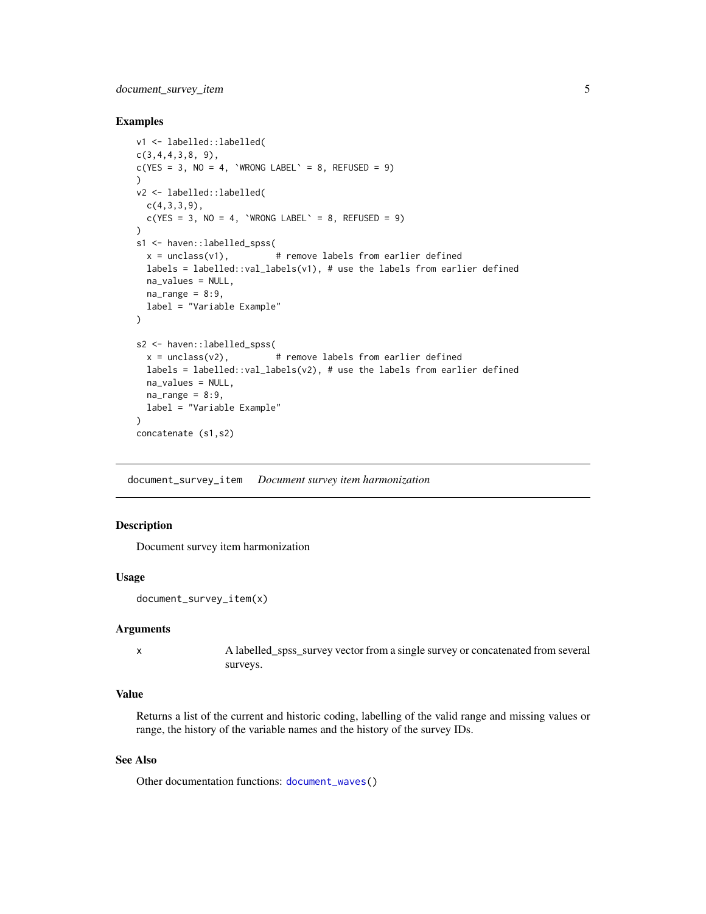## Examples

```
v1 <- labelled::labelled(
c(3,4,4,3,8, 9),
c(YES = 3, NO = 4, `WRONG LABEL` = 8, REFUSED = 9)
)
v2 <- labelled::labelled(
  c(4,3,3,9),
  c(YES = 3, NO = 4, `WRONG LABEL` = 8, REFUSED = 9)
)
s1 <- haven::labelled_spss(
  x = unclass(v1),         # remove labels from earlier defined
  labels = labelled::val_labels(v1), # use the labels from earlier defined
  na_values = NULL,
  na_range = 8:9,
  label = "Variable Example"
)

s2 <- haven::labelled_spss(
  x = unclass(v2),         # remove labels from earlier defined
  labels = labelled::val_labels(v2), # use the labels from earlier defined
  na_values = NULL,
  na_range = 8:9,
  label = "Variable Example"
)
concatenate (s1,s2)
```

---

`document_survey_item` *Document survey item harmonization*

---

## Description

Document survey item harmonization

## Usage

```
document_survey_item(x)
```

## Arguments

| | |
|---|---|
| x | A labelled_spss_survey vector from a single survey or concatenated from several surveys. |

## Value

Returns a list of the current and historic coding, labelling of the valid range and missing values or range, the history of the variable names and the history of the survey IDs.

## See Also

Other documentation functions: `document_waves()`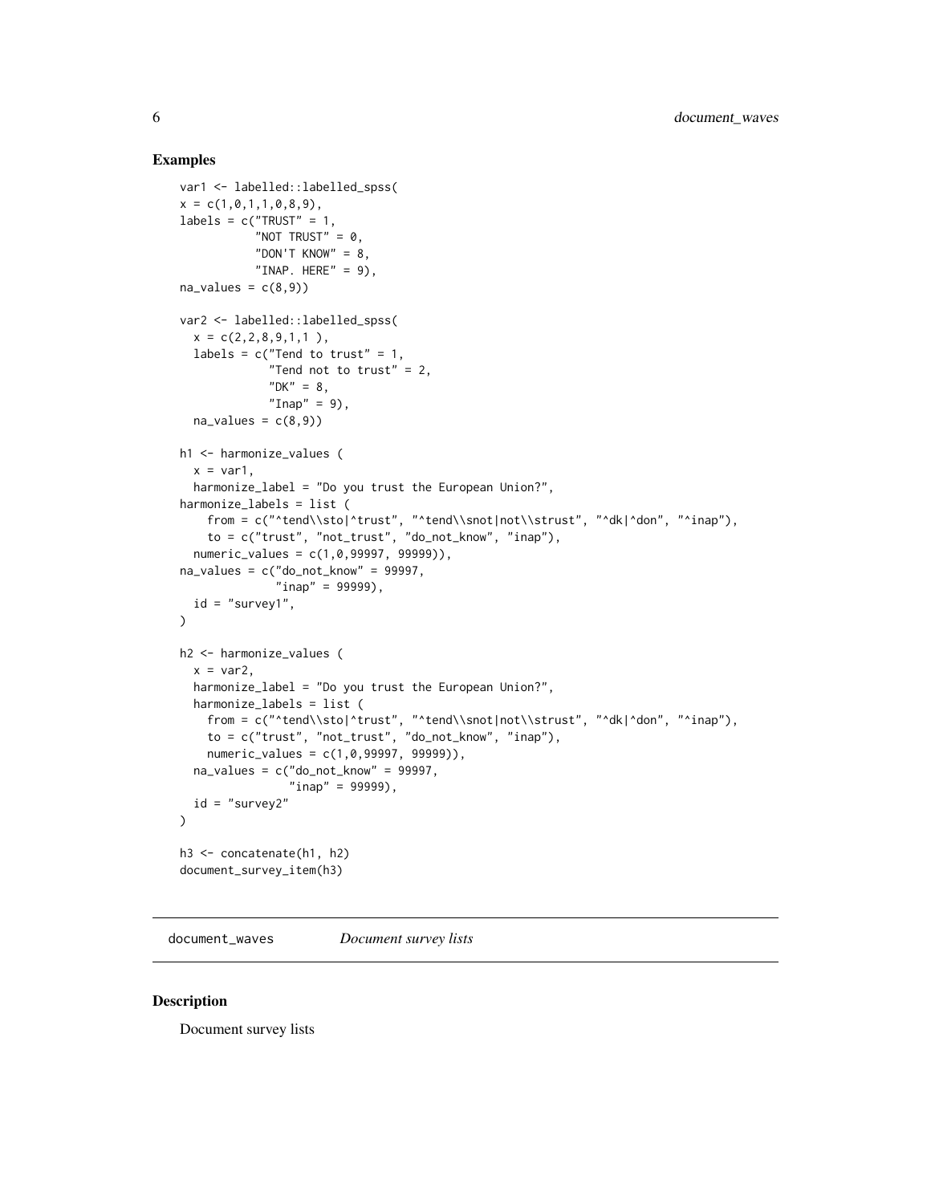## Examples

```
var1 <- labelled::labelled_spss(
x = c(1,0,1,1,0,8,9),
labels = c("TRUST" = 1,
           "NOT TRUST" = 0,
           "DON'T KNOW" = 8,
           "INAP. HERE" = 9),
na_values = c(8,9))

var2 <- labelled::labelled_spss(
  x = c(2,2,8,9,1,1 ),
  labels = c("Tend to trust" = 1,
             "Tend not to trust" = 2,
             "DK" = 8,
             "Inap" = 9),
  na_values = c(8,9))

h1 <- harmonize_values (
  x = var1,
  harmonize_label = "Do you trust the European Union?",
harmonize_labels = list (
    from = c("^tend\\sto|^trust", "^tend\\snot|not\\strust", "^dk|^don", "^inap"),
    to = c("trust", "not_trust", "do_not_know", "inap"),
  numeric_values = c(1,0,99997, 99999)),
na_values = c("do_not_know" = 99997,
              "inap" = 99999),
  id = "survey1",
)

h2 <- harmonize_values (
  x = var2,
  harmonize_label = "Do you trust the European Union?",
  harmonize_labels = list (
    from = c("^tend\\sto|^trust", "^tend\\snot|not\\strust", "^dk|^don", "^inap"),
    to = c("trust", "not_trust", "do_not_know", "inap"),
    numeric_values = c(1,0,99997, 99999)),
  na_values = c("do_not_know" = 99997,
               "inap" = 99999),
  id = "survey2"
)

h3 <- concatenate(h1, h2)
document_survey_item(h3)
```

---

`document_waves` *Document survey lists*

## Description

Document survey lists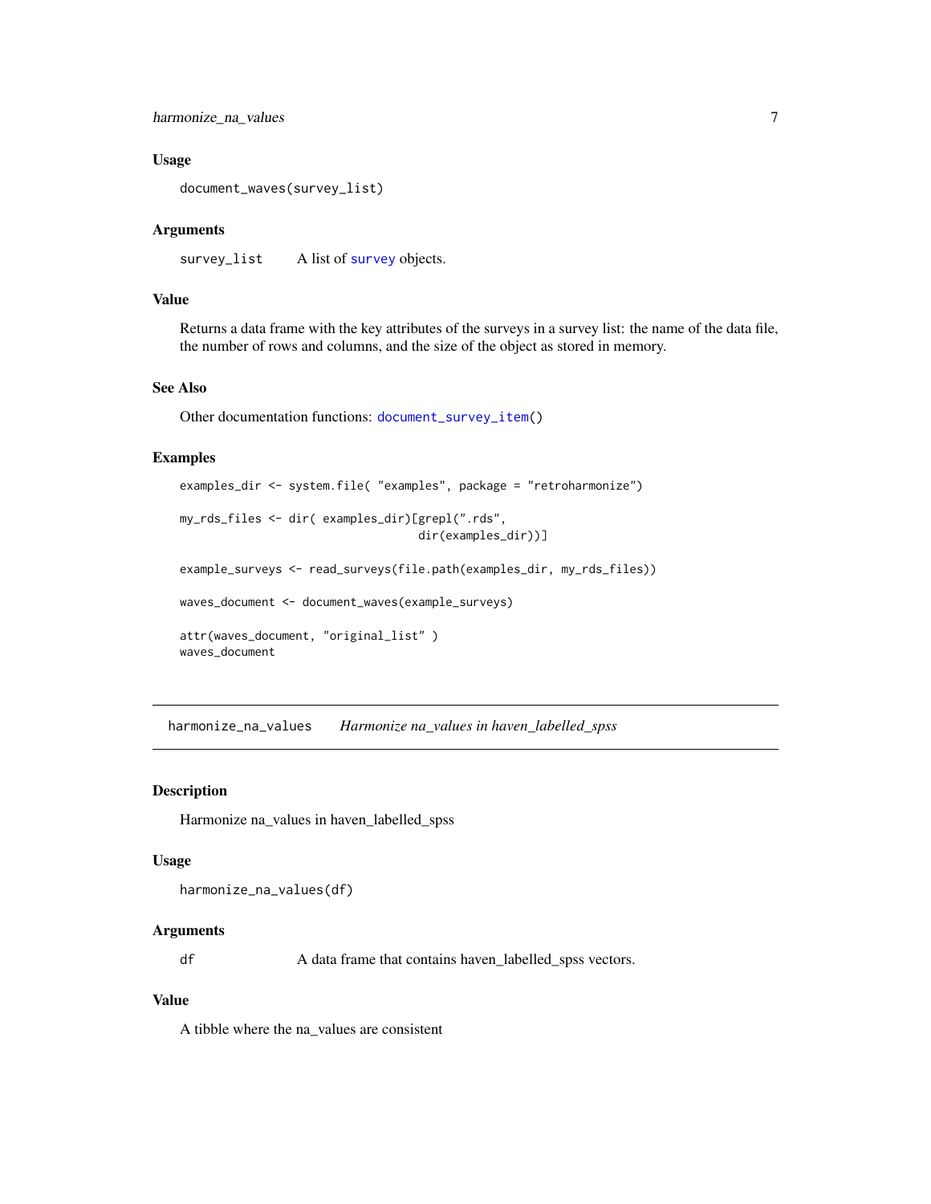### Usage

```
document_waves(survey_list)
```

### Arguments

survey_list    A list of survey objects.

### Value

Returns a data frame with the key attributes of the surveys in a survey list: the name of the data file, the number of rows and columns, and the size of the object as stored in memory.

### See Also

Other documentation functions: document_survey_item()

### Examples

```
examples_dir <- system.file( "examples", package = "retroharmonize")

my_rds_files <- dir( examples_dir)[grepl(".rds",
                                   dir(examples_dir))]

example_surveys <- read_surveys(file.path(examples_dir, my_rds_files))

waves_document <- document_waves(example_surveys)

attr(waves_document, "original_list" )
waves_document
```

---

## harmonize_na_values    *Harmonize na_values in haven_labelled_spss*

### Description

Harmonize na_values in haven_labelled_spss

### Usage

```
harmonize_na_values(df)
```

### Arguments

df    A data frame that contains haven_labelled_spss vectors.

### Value

A tibble where the na_values are consistent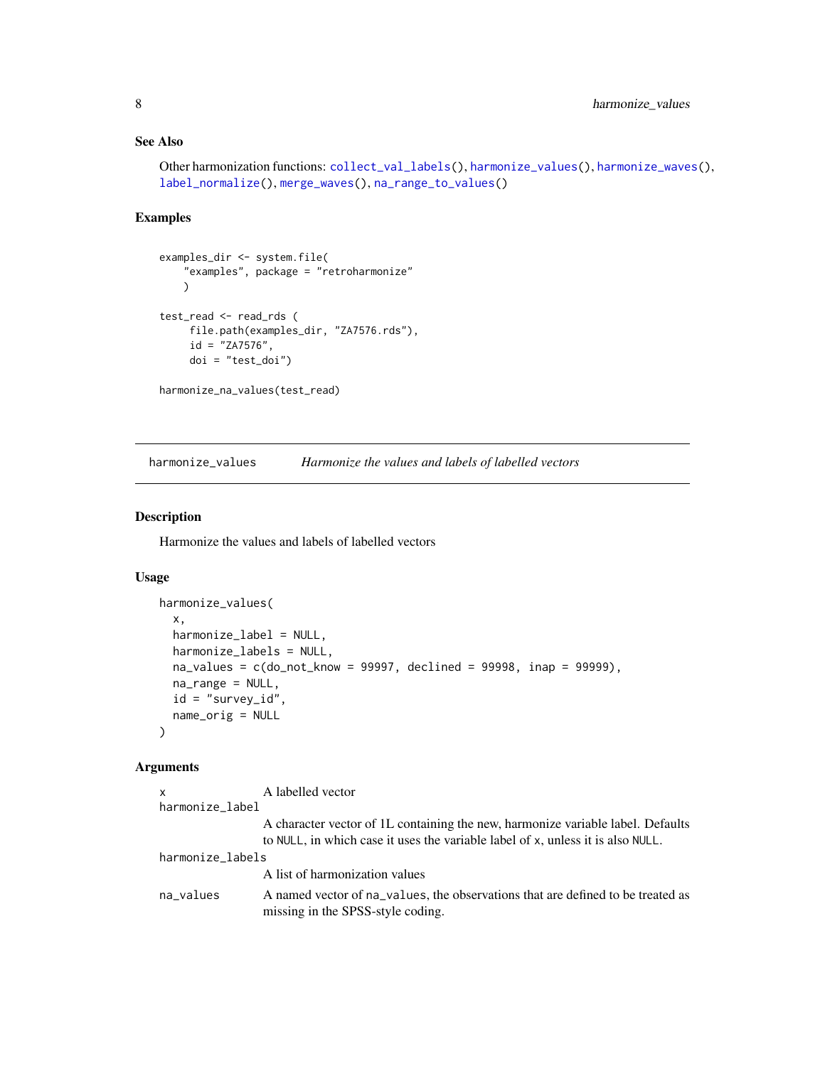### See Also

Other harmonization functions: `collect_val_labels()`, `harmonize_values()`, `harmonize_waves()`, `label_normalize()`, `merge_waves()`, `na_range_to_values()`

### Examples

```
examples_dir <- system.file(
    "examples", package = "retroharmonize"
    )

test_read <- read_rds (
     file.path(examples_dir, "ZA7576.rds"),
     id = "ZA7576",
     doi = "test_doi")

harmonize_na_values(test_read)
```

---

## harmonize_values — *Harmonize the values and labels of labelled vectors*

---

### Description

Harmonize the values and labels of labelled vectors

### Usage

```
harmonize_values(
  x,
  harmonize_label = NULL,
  harmonize_labels = NULL,
  na_values = c(do_not_know = 99997, declined = 99998, inap = 99999),
  na_range = NULL,
  id = "survey_id",
  name_orig = NULL
)
```

### Arguments

| | |
|---|---|
| `x` | A labelled vector |
| `harmonize_label` | A character vector of 1L containing the new, harmonize variable label. Defaults to `NULL`, in which case it uses the variable label of `x`, unless it is also `NULL`. |
| `harmonize_labels` | A list of harmonization values |
| `na_values` | A named vector of `na_values`, the observations that are defined to be treated as missing in the SPSS-style coding. |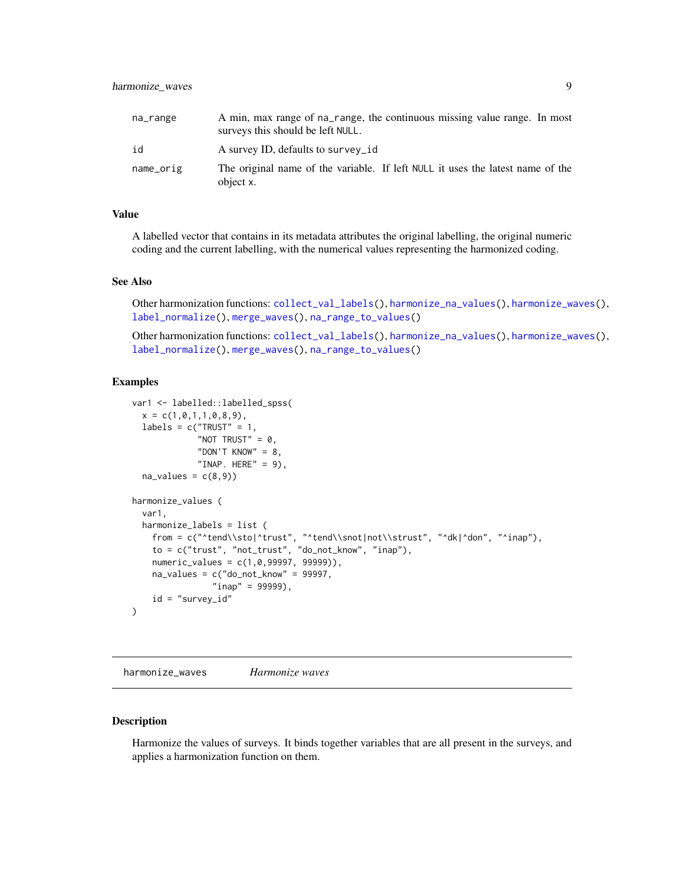| | |
|---|---|
| na_range | A min, max range of na_range, the continuous missing value range. In most surveys this should be left NULL. |
| id | A survey ID, defaults to survey_id |
| name_orig | The original name of the variable. If left NULL it uses the latest name of the object x. |

### Value

A labelled vector that contains in its metadata attributes the original labelling, the original numeric coding and the current labelling, with the numerical values representing the harmonized coding.

### See Also

Other harmonization functions: collect_val_labels(), harmonize_na_values(), harmonize_waves(), label_normalize(), merge_waves(), na_range_to_values()

Other harmonization functions: collect_val_labels(), harmonize_na_values(), harmonize_waves(), label_normalize(), merge_waves(), na_range_to_values()

### Examples

```
var1 <- labelled::labelled_spss(
  x = c(1,0,1,1,0,8,9),
  labels = c("TRUST" = 1,
             "NOT TRUST" = 0,
             "DON'T KNOW" = 8,
             "INAP. HERE" = 9),
  na_values = c(8,9))

harmonize_values (
  var1,
  harmonize_labels = list (
    from = c("^tend\\sto|^trust", "^tend\\snot|not\\strust", "^dk|^don", "^inap"),
    to = c("trust", "not_trust", "do_not_know", "inap"),
    numeric_values = c(1,0,99997, 99999)),
    na_values = c("do_not_know" = 99997,
                  "inap" = 99999),
    id = "survey_id"
)
```

---

## harmonize_waves *Harmonize waves*

### Description

Harmonize the values of surveys. It binds together variables that are all present in the surveys, and applies a harmonization function on them.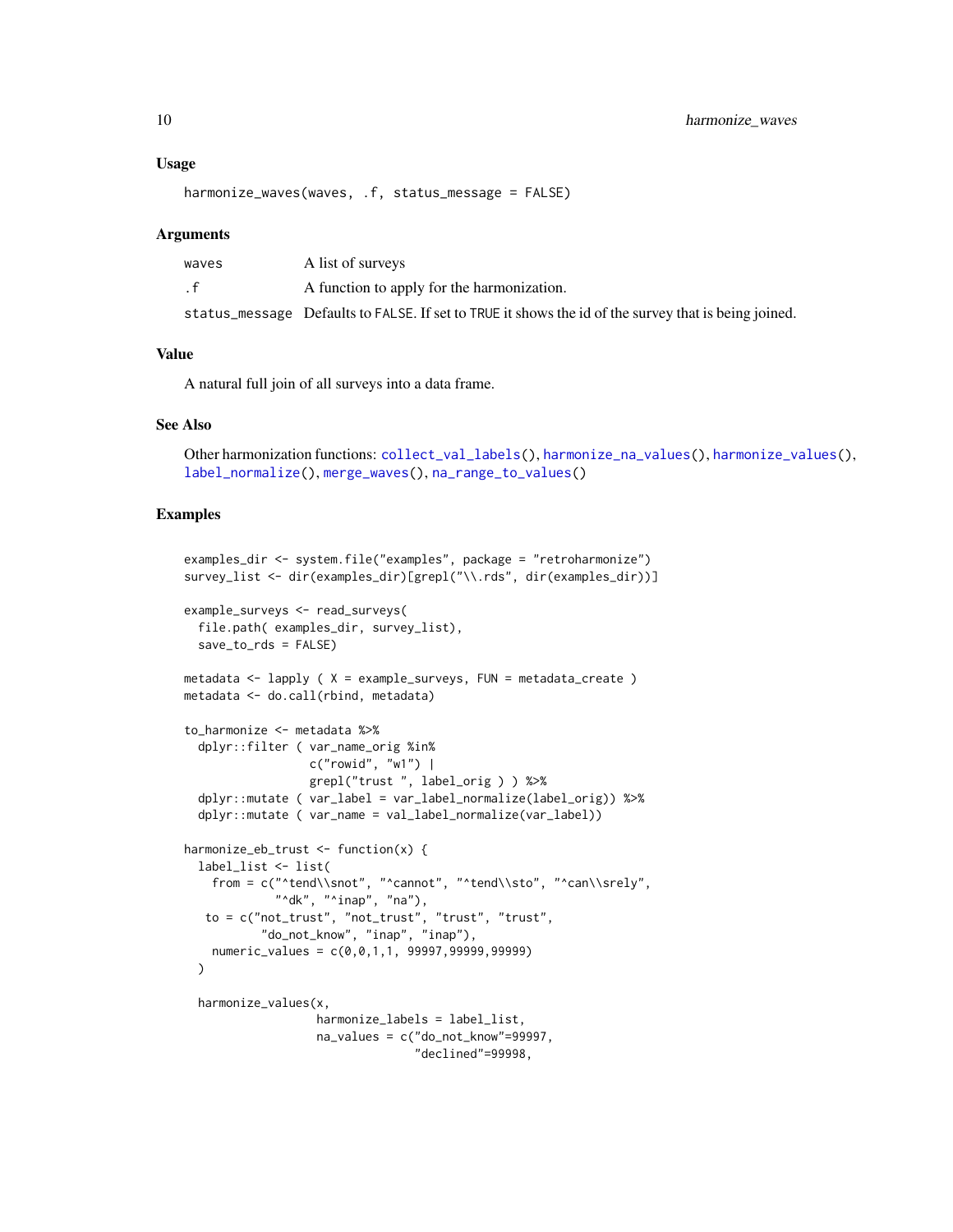### Usage

```
harmonize_waves(waves, .f, status_message = FALSE)
```

### Arguments

| | |
|---|---|
| waves | A list of surveys |
| .f | A function to apply for the harmonization. |
| status_message | Defaults to FALSE. If set to TRUE it shows the id of the survey that is being joined. |

### Value

A natural full join of all surveys into a data frame.

### See Also

Other harmonization functions: collect_val_labels(), harmonize_na_values(), harmonize_values(), label_normalize(), merge_waves(), na_range_to_values()

### Examples

```
examples_dir <- system.file("examples", package = "retroharmonize")
survey_list <- dir(examples_dir)[grepl("\\.rds", dir(examples_dir))]

example_surveys <- read_surveys(
  file.path( examples_dir, survey_list),
  save_to_rds = FALSE)

metadata <- lapply ( X = example_surveys, FUN = metadata_create )
metadata <- do.call(rbind, metadata)

to_harmonize <- metadata %>%
  dplyr::filter ( var_name_orig %in%
                  c("rowid", "w1") |
                  grepl("trust ", label_orig ) ) %>%
  dplyr::mutate ( var_label = var_label_normalize(label_orig)) %>%
  dplyr::mutate ( var_name = val_label_normalize(var_label))

harmonize_eb_trust <- function(x) {
  label_list <- list(
    from = c("^tend\\snot", "^cannot", "^tend\\sto", "^can\\srely",
             "^dk", "^inap", "na"),
   to = c("not_trust", "not_trust", "trust", "trust",
          "do_not_know", "inap", "inap"),
    numeric_values = c(0,0,1,1, 99997,99999,99999)
  )

  harmonize_values(x,
                   harmonize_labels = label_list,
                   na_values = c("do_not_know"=99997,
                                 "declined"=99998,
```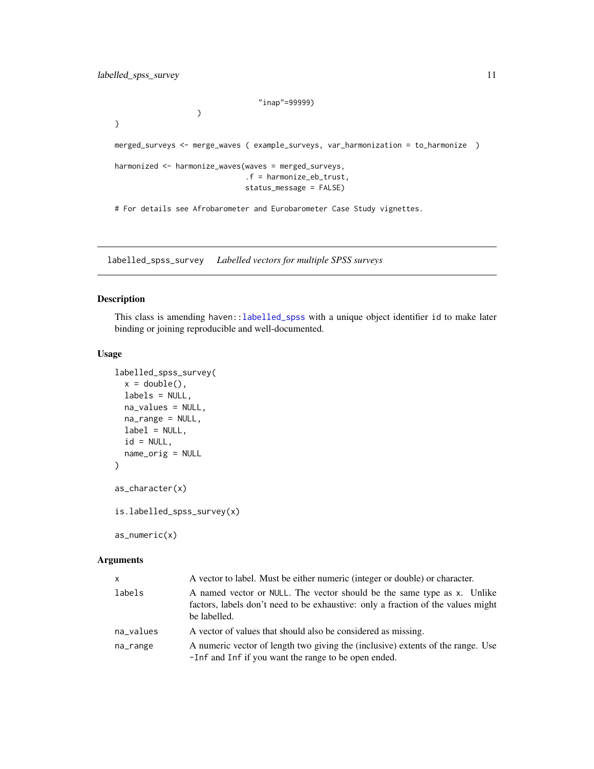```
                                    "inap"=99999)
                   )
}

merged_surveys <- merge_waves ( example_surveys, var_harmonization = to_harmonize  )

harmonized <- harmonize_waves(waves = merged_surveys,
                              .f = harmonize_eb_trust,
                              status_message = FALSE)

# For details see Afrobarometer and Eurobarometer Case Study vignettes.
```

## labelled_spss_survey *Labelled vectors for multiple SPSS surveys*

### Description

This class is amending haven::labelled_spss with a unique object identifier id to make later binding or joining reproducible and well-documented.

### Usage

```
labelled_spss_survey(
  x = double(),
  labels = NULL,
  na_values = NULL,
  na_range = NULL,
  label = NULL,
  id = NULL,
  name_orig = NULL
)

as_character(x)

is.labelled_spss_survey(x)

as_numeric(x)
```

### Arguments

| | |
|---|---|
| x | A vector to label. Must be either numeric (integer or double) or character. |
| labels | A named vector or NULL. The vector should be the same type as x. Unlike factors, labels don't need to be exhaustive: only a fraction of the values might be labelled. |
| na_values | A vector of values that should also be considered as missing. |
| na_range | A numeric vector of length two giving the (inclusive) extents of the range. Use -Inf and Inf if you want the range to be open ended. |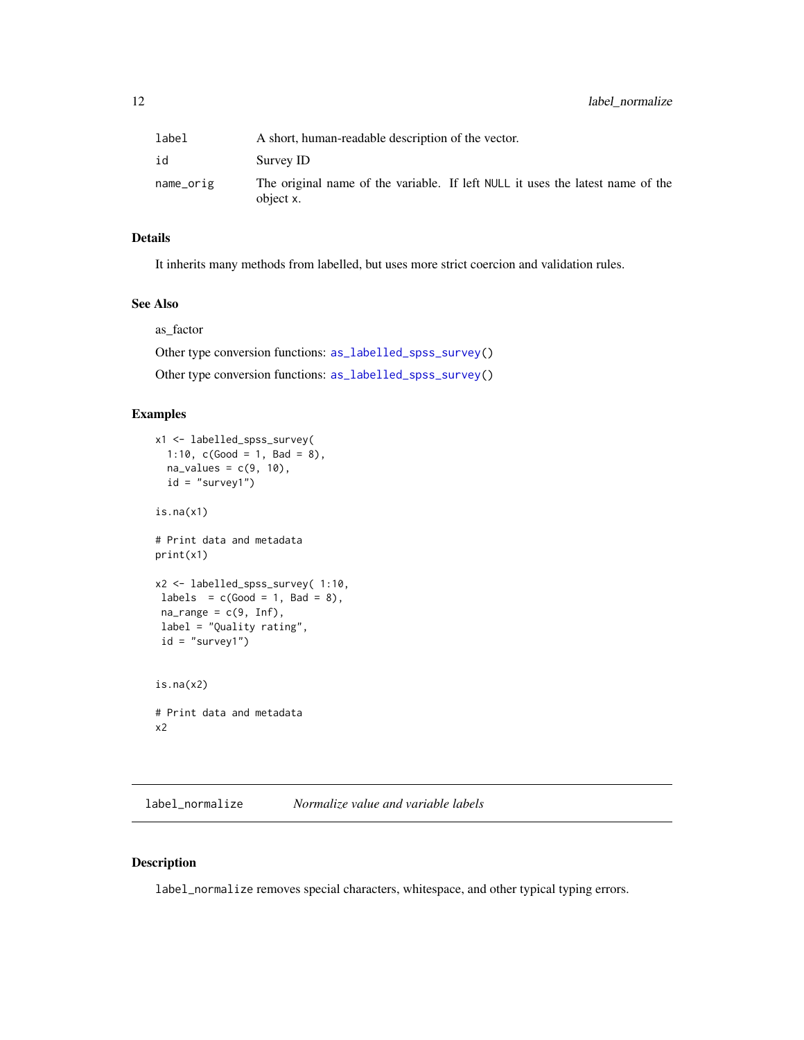| | |
|---|---|
| label | A short, human-readable description of the vector. |
| id | Survey ID |
| name_orig | The original name of the variable. If left NULL it uses the latest name of the object x. |

### Details

It inherits many methods from labelled, but uses more strict coercion and validation rules.

### See Also

as_factor

Other type conversion functions: `as_labelled_spss_survey()`

Other type conversion functions: `as_labelled_spss_survey()`

### Examples

```
x1 <- labelled_spss_survey(
  1:10, c(Good = 1, Bad = 8),
  na_values = c(9, 10),
  id = "survey1")

is.na(x1)

# Print data and metadata
print(x1)

x2 <- labelled_spss_survey( 1:10,
 labels  = c(Good = 1, Bad = 8),
 na_range = c(9, Inf),
 label = "Quality rating",
 id = "survey1")


is.na(x2)

# Print data and metadata
x2
```

---

## label_normalize    *Normalize value and variable labels*

### Description

`label_normalize` removes special characters, whitespace, and other typical typing errors.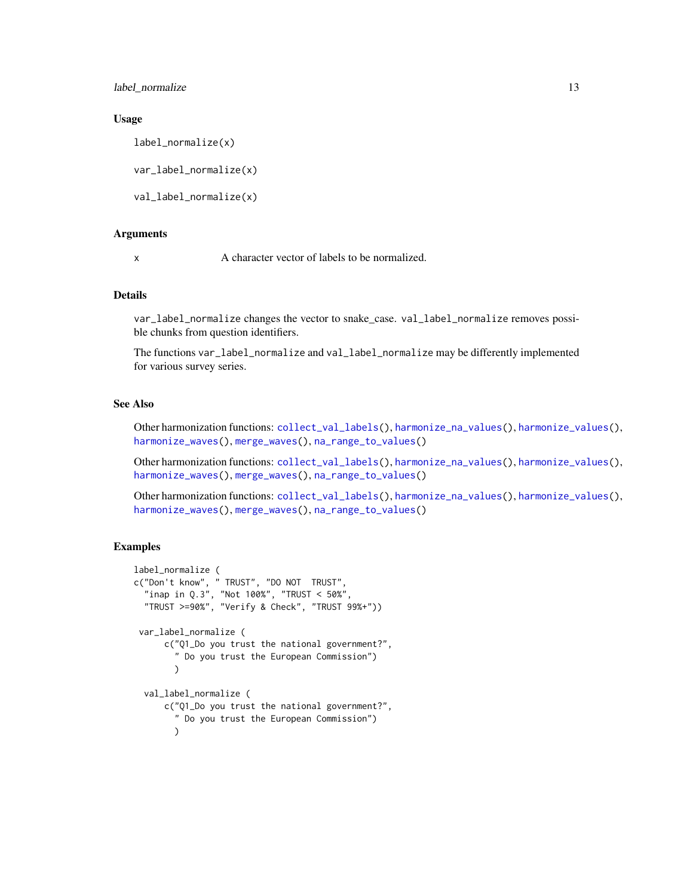## Usage

```
label_normalize(x)

var_label_normalize(x)

val_label_normalize(x)
```

## Arguments

| | |
|---|---|
| x | A character vector of labels to be normalized. |

## Details

`var_label_normalize` changes the vector to snake_case. `val_label_normalize` removes possible chunks from question identifiers.

The functions `var_label_normalize` and `val_label_normalize` may be differently implemented for various survey series.

## See Also

Other harmonization functions: `collect_val_labels()`, `harmonize_na_values()`, `harmonize_values()`, `harmonize_waves()`, `merge_waves()`, `na_range_to_values()`

Other harmonization functions: `collect_val_labels()`, `harmonize_na_values()`, `harmonize_values()`, `harmonize_waves()`, `merge_waves()`, `na_range_to_values()`

Other harmonization functions: `collect_val_labels()`, `harmonize_na_values()`, `harmonize_values()`, `harmonize_waves()`, `merge_waves()`, `na_range_to_values()`

## Examples

```
label_normalize (
c("Don't know", " TRUST", "DO NOT  TRUST",
  "inap in Q.3", "Not 100%", "TRUST < 50%",
  "TRUST >=90%", "Verify & Check", "TRUST 99%+"))

 var_label_normalize (
      c("Q1_Do you trust the national government?",
        " Do you trust the European Commission")
        )

  val_label_normalize (
      c("Q1_Do you trust the national government?",
        " Do you trust the European Commission")
        )
```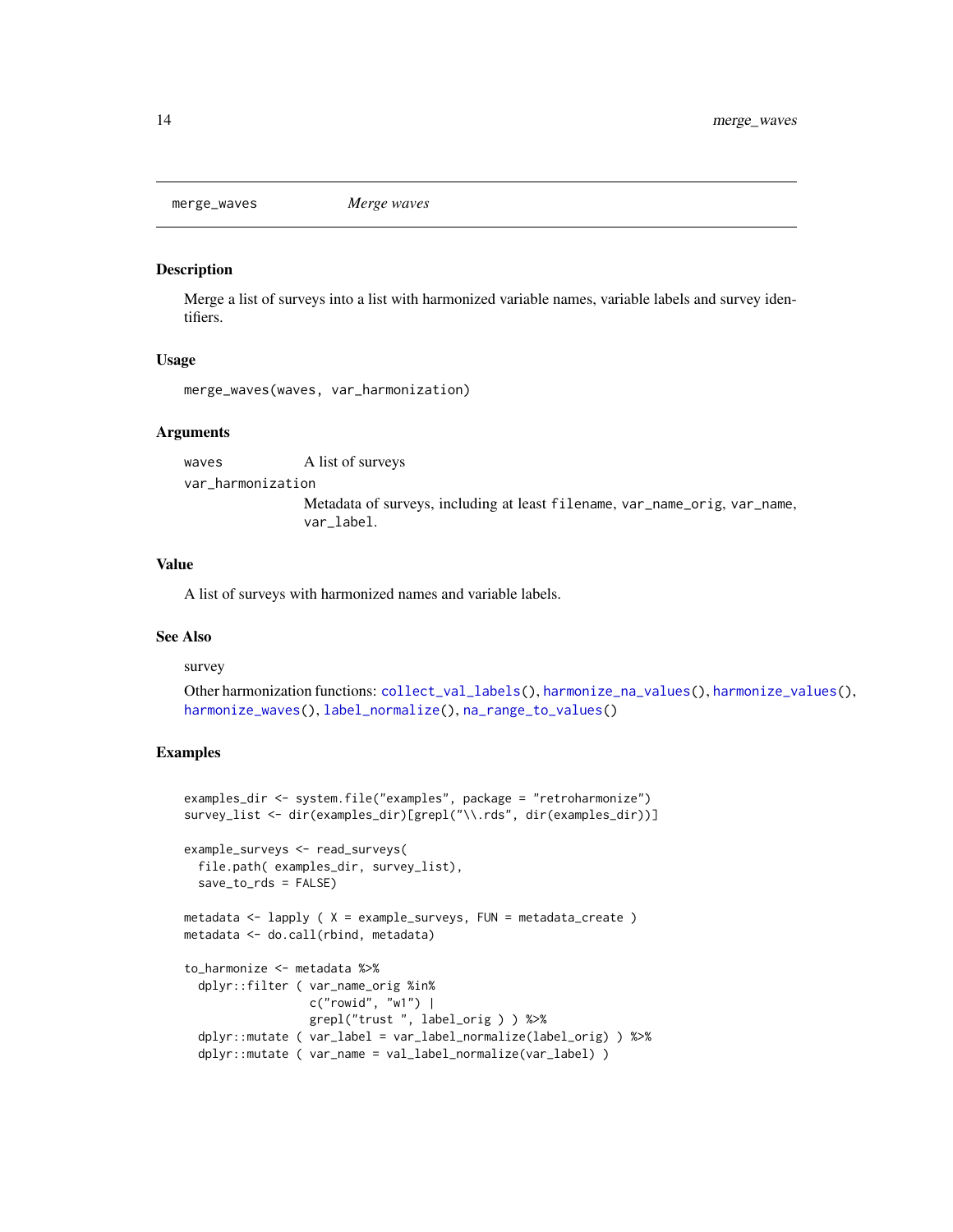## merge_waves *Merge waves*

### Description

Merge a list of surveys into a list with harmonized variable names, variable labels and survey identifiers.

### Usage

```
merge_waves(waves, var_harmonization)
```

### Arguments

| | |
|---|---|
| waves | A list of surveys |
| var_harmonization | Metadata of surveys, including at least filename, var_name_orig, var_name, var_label. |

### Value

A list of surveys with harmonized names and variable labels.

### See Also

survey

Other harmonization functions: collect_val_labels(), harmonize_na_values(), harmonize_values(), harmonize_waves(), label_normalize(), na_range_to_values()

### Examples

```
examples_dir <- system.file("examples", package = "retroharmonize")
survey_list <- dir(examples_dir)[grepl("\\.rds", dir(examples_dir))]

example_surveys <- read_surveys(
  file.path( examples_dir, survey_list),
  save_to_rds = FALSE)

metadata <- lapply ( X = example_surveys, FUN = metadata_create )
metadata <- do.call(rbind, metadata)

to_harmonize <- metadata %>%
  dplyr::filter ( var_name_orig %in%
                  c("rowid", "w1") |
                  grepl("trust ", label_orig ) ) %>%
  dplyr::mutate ( var_label = var_label_normalize(label_orig) ) %>%
  dplyr::mutate ( var_name = val_label_normalize(var_label) )
```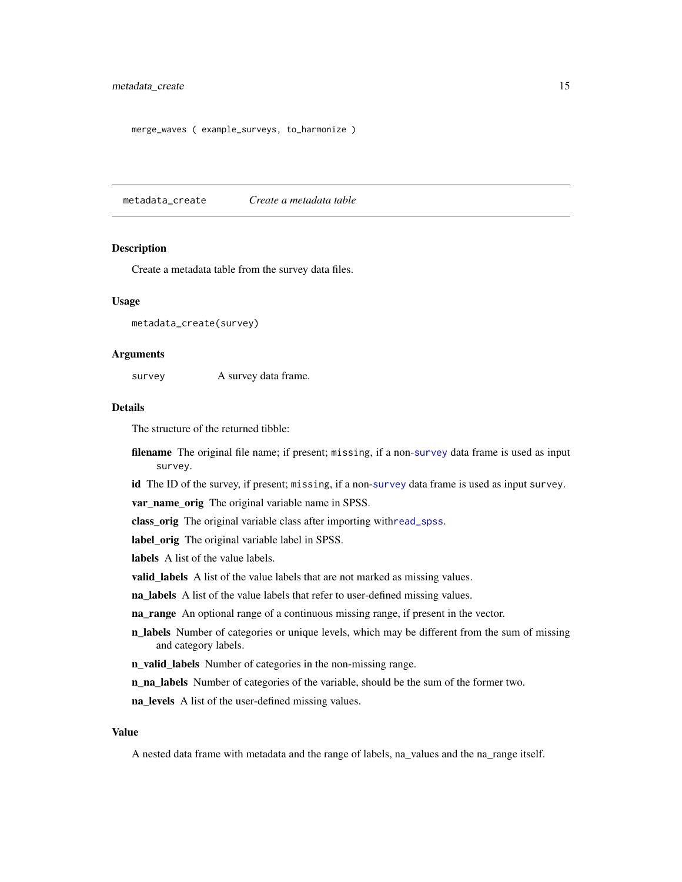```
merge_waves ( example_surveys, to_harmonize )
```

---

## metadata_create *Create a metadata table*

### Description

Create a metadata table from the survey data files.

### Usage

```
metadata_create(survey)
```

### Arguments

survey A survey data frame.

### Details

The structure of the returned tibble:

**filename** The original file name; if present; `missing`, if a non-`survey` data frame is used as input `survey`.

**id** The ID of the survey, if present; `missing`, if a non-`survey` data frame is used as input `survey`.

**var_name_orig** The original variable name in SPSS.

**class_orig** The original variable class after importing with`read_spss`.

**label_orig** The original variable label in SPSS.

**labels** A list of the value labels.

**valid_labels** A list of the value labels that are not marked as missing values.

**na_labels** A list of the value labels that refer to user-defined missing values.

**na_range** An optional range of a continuous missing range, if present in the vector.

**n_labels** Number of categories or unique levels, which may be different from the sum of missing and category labels.

**n_valid_labels** Number of categories in the non-missing range.

**n_na_labels** Number of categories of the variable, should be the sum of the former two.

**na_levels** A list of the user-defined missing values.

### Value

A nested data frame with metadata and the range of labels, na_values and the na_range itself.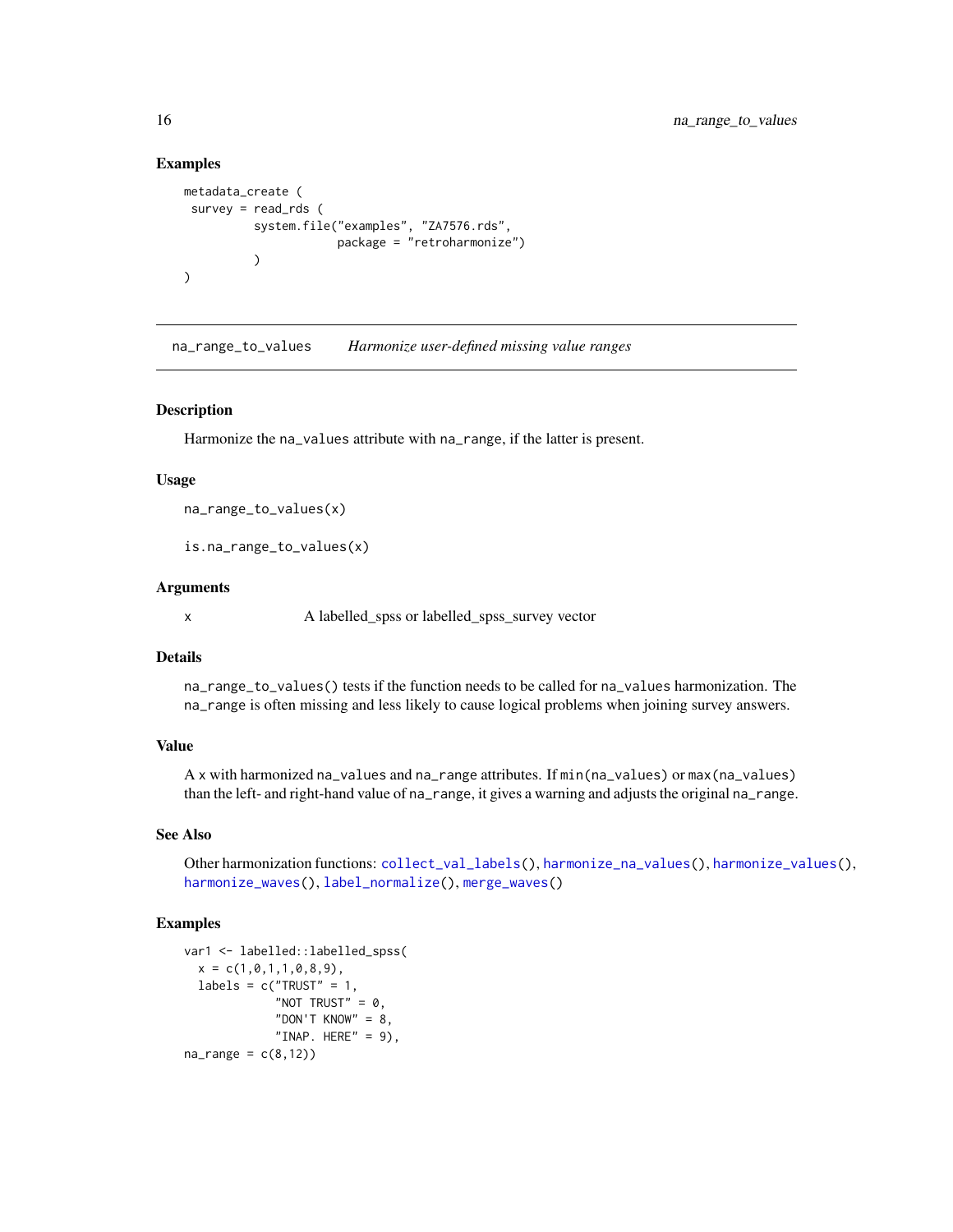## Examples

```
metadata_create (
 survey = read_rds (
          system.file("examples", "ZA7576.rds",
                      package = "retroharmonize")
          )
)
```

---

# na_range_to_values    *Harmonize user-defined missing value ranges*

---

## Description

Harmonize the na_values attribute with na_range, if the latter is present.

## Usage

```
na_range_to_values(x)

is.na_range_to_values(x)
```

## Arguments

| | |
|---|---|
| x | A labelled_spss or labelled_spss_survey vector |

## Details

na_range_to_values() tests if the function needs to be called for na_values harmonization. The na_range is often missing and less likely to cause logical problems when joining survey answers.

## Value

A x with harmonized na_values and na_range attributes. If min(na_values) or max(na_values) than the left- and right-hand value of na_range, it gives a warning and adjusts the original na_range.

## See Also

Other harmonization functions: collect_val_labels(), harmonize_na_values(), harmonize_values(), harmonize_waves(), label_normalize(), merge_waves()

## Examples

```
var1 <- labelled::labelled_spss(
  x = c(1,0,1,1,0,8,9),
  labels = c("TRUST" = 1,
             "NOT TRUST" = 0,
             "DON'T KNOW" = 8,
             "INAP. HERE" = 9),
na_range = c(8,12))
```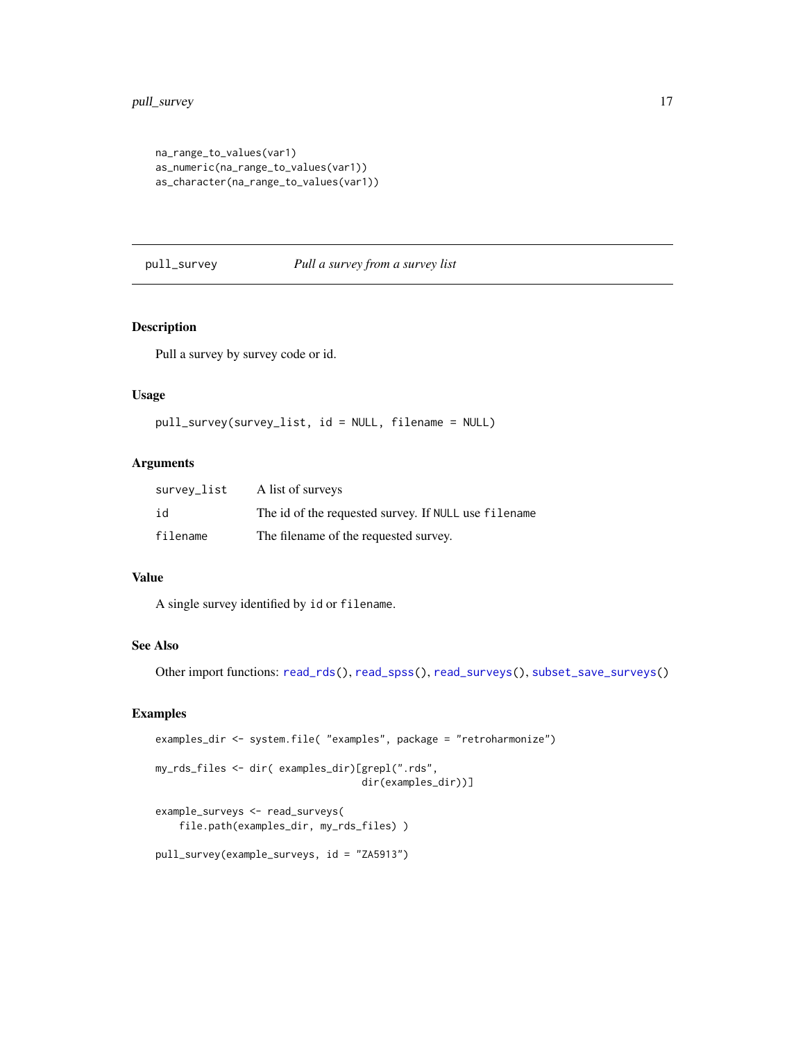```
na_range_to_values(var1)
as_numeric(na_range_to_values(var1))
as_character(na_range_to_values(var1))
```

## pull_survey — *Pull a survey from a survey list*

### Description

Pull a survey by survey code or id.

### Usage

```
pull_survey(survey_list, id = NULL, filename = NULL)
```

### Arguments

| | |
|---|---|
| `survey_list` | A list of surveys |
| `id` | The id of the requested survey. If `NULL` use `filename` |
| `filename` | The filename of the requested survey. |

### Value

A single survey identified by `id` or `filename`.

### See Also

Other import functions: `read_rds()`, `read_spss()`, `read_surveys()`, `subset_save_surveys()`

### Examples

```
examples_dir <- system.file( "examples", package = "retroharmonize")

my_rds_files <- dir( examples_dir)[grepl(".rds",
                                   dir(examples_dir))]

example_surveys <- read_surveys(
    file.path(examples_dir, my_rds_files) )

pull_survey(example_surveys, id = "ZA5913")
```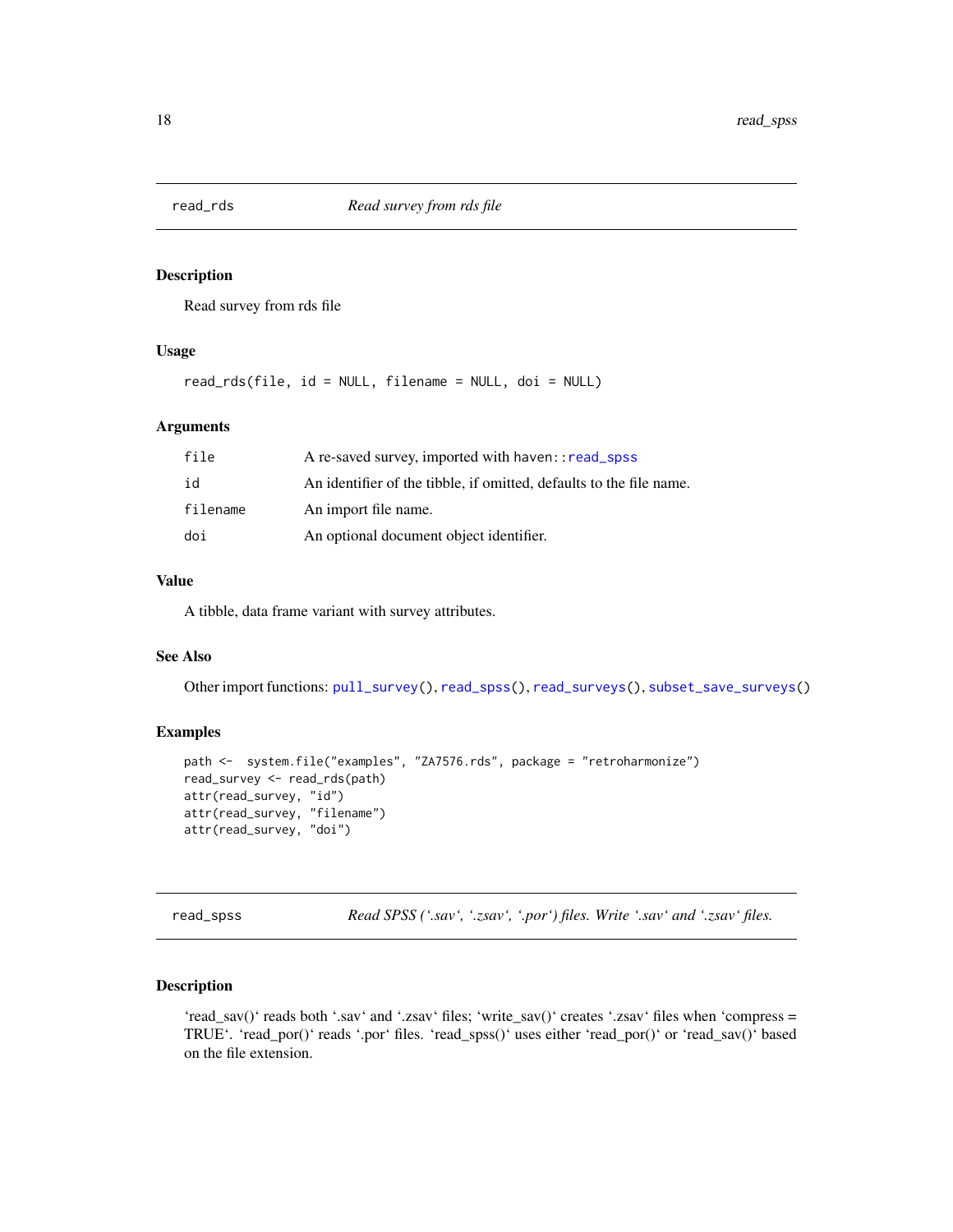## read_rds — *Read survey from rds file*

### Description

Read survey from rds file

### Usage

```
read_rds(file, id = NULL, filename = NULL, doi = NULL)
```

### Arguments

| | |
|---|---|
| file | A re-saved survey, imported with haven::read_spss |
| id | An identifier of the tibble, if omitted, defaults to the file name. |
| filename | An import file name. |
| doi | An optional document object identifier. |

### Value

A tibble, data frame variant with survey attributes.

### See Also

Other import functions: pull_survey(), read_spss(), read_surveys(), subset_save_surveys()

### Examples

```
path <-  system.file("examples", "ZA7576.rds", package = "retroharmonize")
read_survey <- read_rds(path)
attr(read_survey, "id")
attr(read_survey, "filename")
attr(read_survey, "doi")
```

## read_spss — *Read SPSS (`.sav`, `.zsav`, `.por`) files. Write `.sav` and `.zsav` files.*

### Description

`read_sav()` reads both `.sav` and `.zsav` files; `write_sav()` creates `.zsav` files when `compress = TRUE`. `read_por()` reads `.por` files. `read_spss()` uses either `read_por()` or `read_sav()` based on the file extension.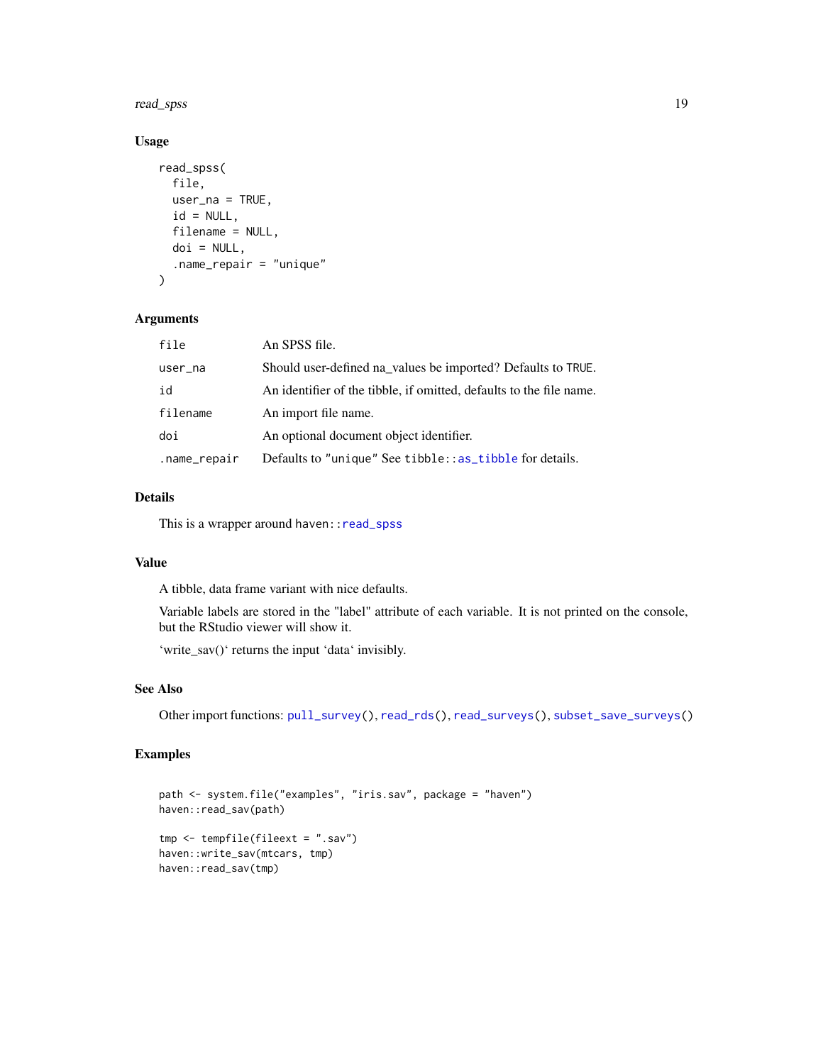## Usage

```
read_spss(
  file,
  user_na = TRUE,
  id = NULL,
  filename = NULL,
  doi = NULL,
  .name_repair = "unique"
)
```

## Arguments

| | |
|---|---|
| file | An SPSS file. |
| user_na | Should user-defined na_values be imported? Defaults to TRUE. |
| id | An identifier of the tibble, if omitted, defaults to the file name. |
| filename | An import file name. |
| doi | An optional document object identifier. |
| .name_repair | Defaults to "unique" See tibble::as_tibble for details. |

## Details

This is a wrapper around haven::read_spss

## Value

A tibble, data frame variant with nice defaults.

Variable labels are stored in the "label" attribute of each variable. It is not printed on the console, but the RStudio viewer will show it.

'write_sav()' returns the input 'data' invisibly.

## See Also

Other import functions: pull_survey(), read_rds(), read_surveys(), subset_save_surveys()

## Examples

```
path <- system.file("examples", "iris.sav", package = "haven")
haven::read_sav(path)

tmp <- tempfile(fileext = ".sav")
haven::write_sav(mtcars, tmp)
haven::read_sav(tmp)
```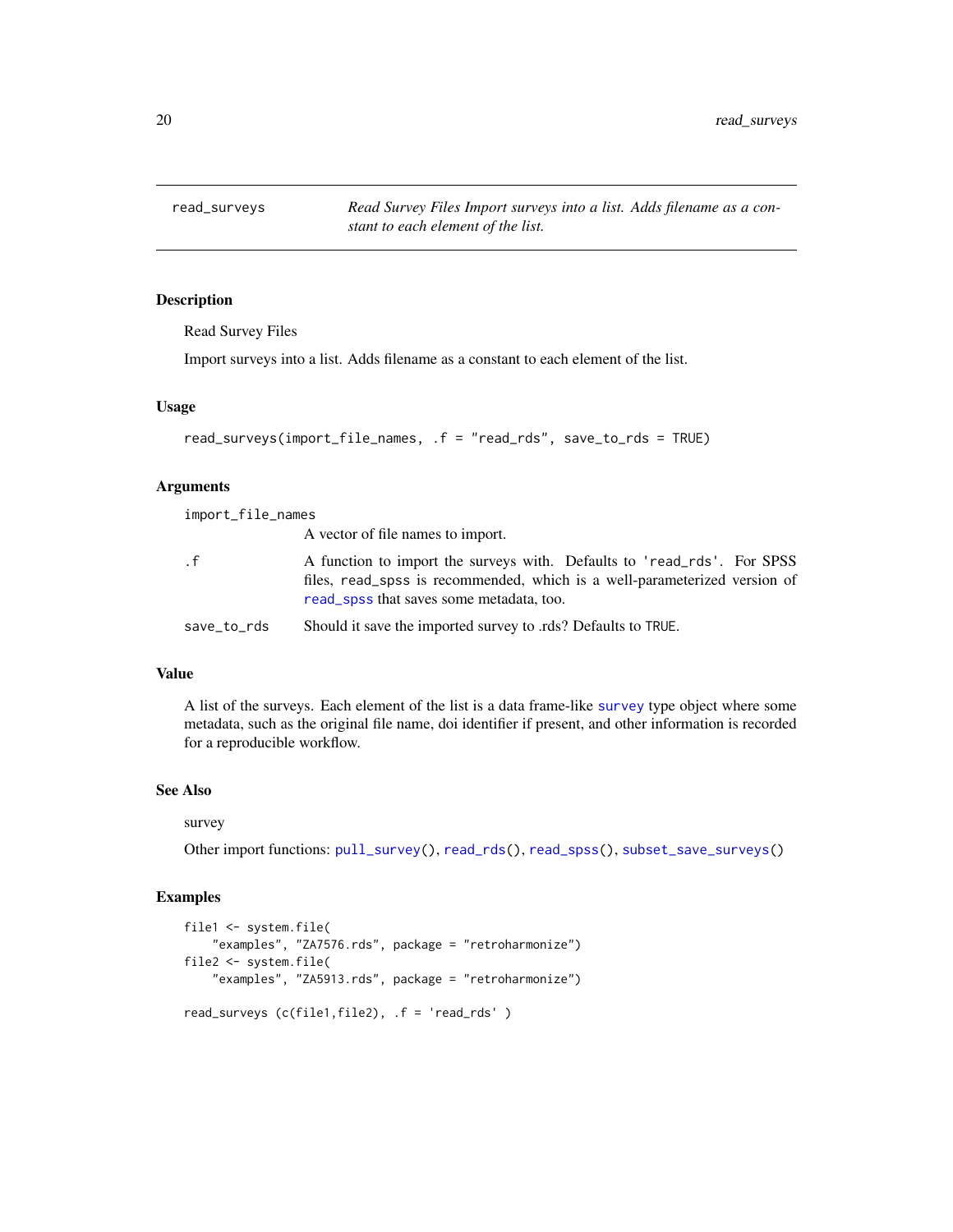read_surveys — *Read Survey Files Import surveys into a list. Adds filename as a constant to each element of the list.*

### Description

Read Survey Files

Import surveys into a list. Adds filename as a constant to each element of the list.

### Usage

```
read_surveys(import_file_names, .f = "read_rds", save_to_rds = TRUE)
```

### Arguments

| | |
|---|---|
| `import_file_names` | A vector of file names to import. |
| `.f` | A function to import the surveys with. Defaults to `'read_rds'`. For SPSS files, `read_spss` is recommended, which is a well-parameterized version of `read_spss` that saves some metadata, too. |
| `save_to_rds` | Should it save the imported survey to .rds? Defaults to `TRUE`. |

### Value

A list of the surveys. Each element of the list is a data frame-like `survey` type object where some metadata, such as the original file name, doi identifier if present, and other information is recorded for a reproducible workflow.

### See Also

survey

Other import functions: `pull_survey()`, `read_rds()`, `read_spss()`, `subset_save_surveys()`

### Examples

```
file1 <- system.file(
    "examples", "ZA7576.rds", package = "retroharmonize")
file2 <- system.file(
    "examples", "ZA5913.rds", package = "retroharmonize")

read_surveys (c(file1,file2), .f = 'read_rds' )
```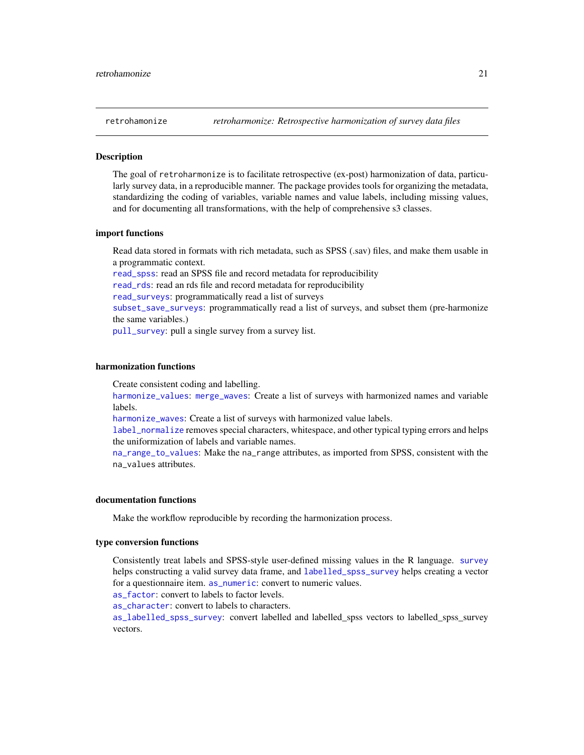retrohamonize *retroharmonize: Retrospective harmonization of survey data files*

### Description

The goal of retroharmonize is to facilitate retrospective (ex-post) harmonization of data, particularly survey data, in a reproducible manner. The package provides tools for organizing the metadata, standardizing the coding of variables, variable names and value labels, including missing values, and for documenting all transformations, with the help of comprehensive s3 classes.

### import functions

Read data stored in formats with rich metadata, such as SPSS (.sav) files, and make them usable in a programmatic context.
read_spss: read an SPSS file and record metadata for reproducibility
read_rds: read an rds file and record metadata for reproducibility
read_surveys: programmatically read a list of surveys
subset_save_surveys: programmatically read a list of surveys, and subset them (pre-harmonize the same variables.)
pull_survey: pull a single survey from a survey list.

### harmonization functions

Create consistent coding and labelling.
harmonize_values: merge_waves: Create a list of surveys with harmonized names and variable labels.
harmonize_waves: Create a list of surveys with harmonized value labels.
label_normalize removes special characters, whitespace, and other typical typing errors and helps the uniformization of labels and variable names.
na_range_to_values: Make the na_range attributes, as imported from SPSS, consistent with the na_values attributes.

### documentation functions

Make the workflow reproducible by recording the harmonization process.

### type conversion functions

Consistently treat labels and SPSS-style user-defined missing values in the R language. survey helps constructing a valid survey data frame, and labelled_spss_survey helps creating a vector for a questionnaire item. as_numeric: convert to numeric values.
as_factor: convert to labels to factor levels.
as_character: convert to labels to characters.
as_labelled_spss_survey: convert labelled and labelled_spss vectors to labelled_spss_survey vectors.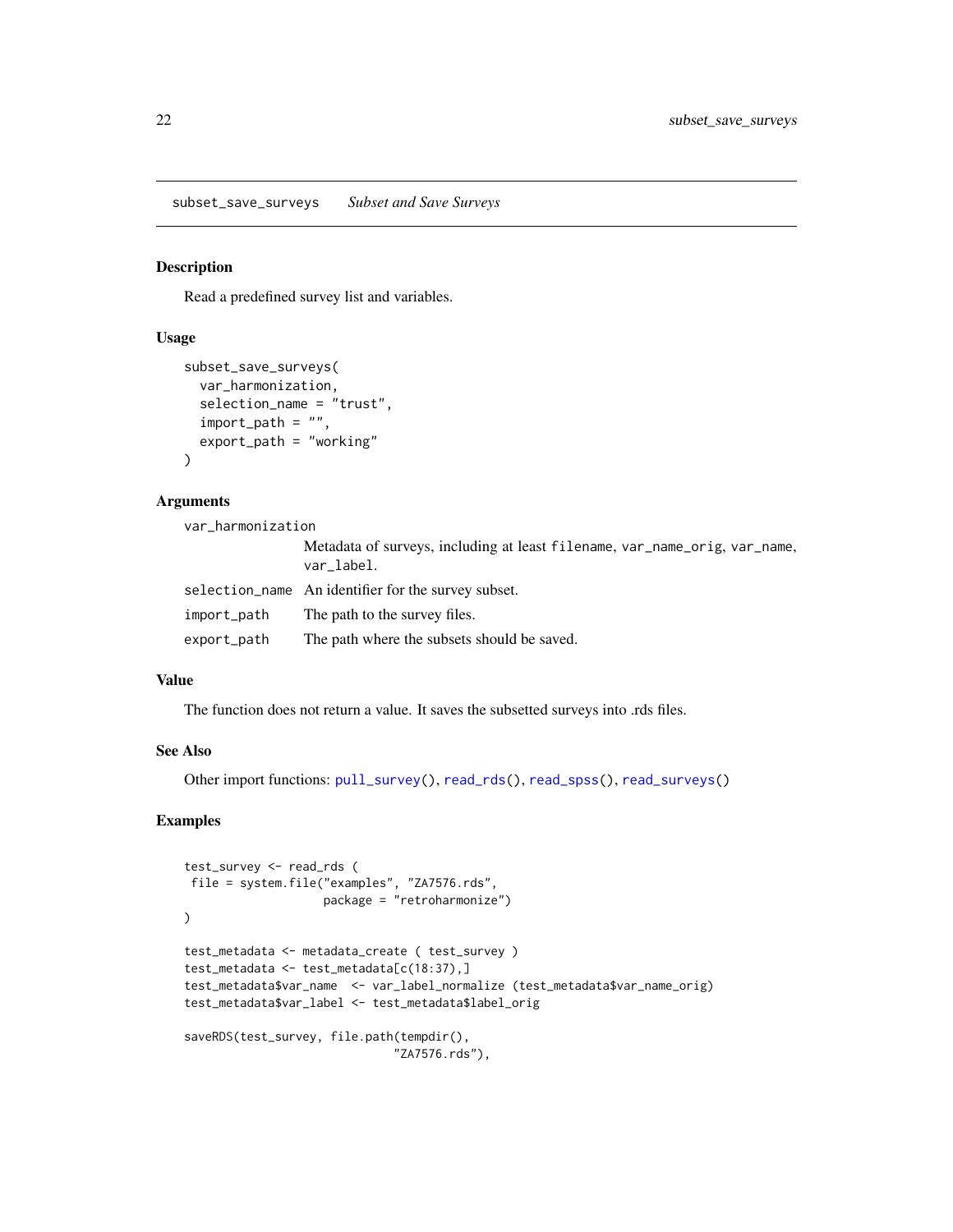## subset_save_surveys *Subset and Save Surveys*

### Description

Read a predefined survey list and variables.

### Usage

```
subset_save_surveys(
  var_harmonization,
  selection_name = "trust",
  import_path = "",
  export_path = "working"
)
```

### Arguments

| | |
|---|---|
| var_harmonization | Metadata of surveys, including at least filename, var_name_orig, var_name, var_label. |
| selection_name | An identifier for the survey subset. |
| import_path | The path to the survey files. |
| export_path | The path where the subsets should be saved. |

### Value

The function does not return a value. It saves the subsetted surveys into .rds files.

### See Also

Other import functions: pull_survey(), read_rds(), read_spss(), read_surveys()

### Examples

```
test_survey <- read_rds (
 file = system.file("examples", "ZA7576.rds",
                    package = "retroharmonize")
)

test_metadata <- metadata_create ( test_survey )
test_metadata <- test_metadata[c(18:37),]
test_metadata$var_name  <- var_label_normalize (test_metadata$var_name_orig)
test_metadata$var_label <- test_metadata$label_orig

saveRDS(test_survey, file.path(tempdir(),
                               "ZA7576.rds"),
```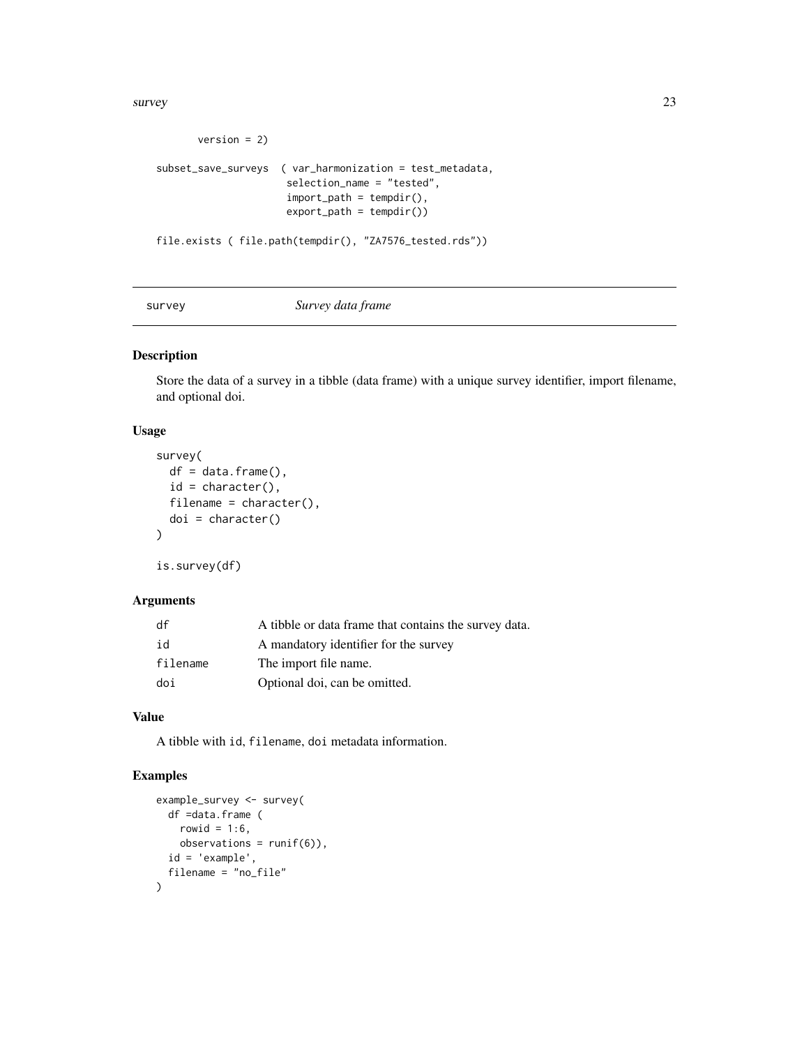```
        version = 2)

subset_save_surveys  ( var_harmonization = test_metadata,
                      selection_name = "tested",
                      import_path = tempdir(),
                      export_path = tempdir())

file.exists ( file.path(tempdir(), "ZA7576_tested.rds"))
```

## survey    *Survey data frame*

### Description

Store the data of a survey in a tibble (data frame) with a unique survey identifier, import filename, and optional doi.

### Usage

```
survey(
  df = data.frame(),
  id = character(),
  filename = character(),
  doi = character()
)

is.survey(df)
```

### Arguments

| | |
|---|---|
| `df` | A tibble or data frame that contains the survey data. |
| `id` | A mandatory identifier for the survey |
| `filename` | The import file name. |
| `doi` | Optional doi, can be omitted. |

### Value

A tibble with `id`, `filename`, `doi` metadata information.

### Examples

```
example_survey <- survey(
  df =data.frame (
    rowid = 1:6,
    observations = runif(6)),
  id = 'example',
  filename = "no_file"
)
```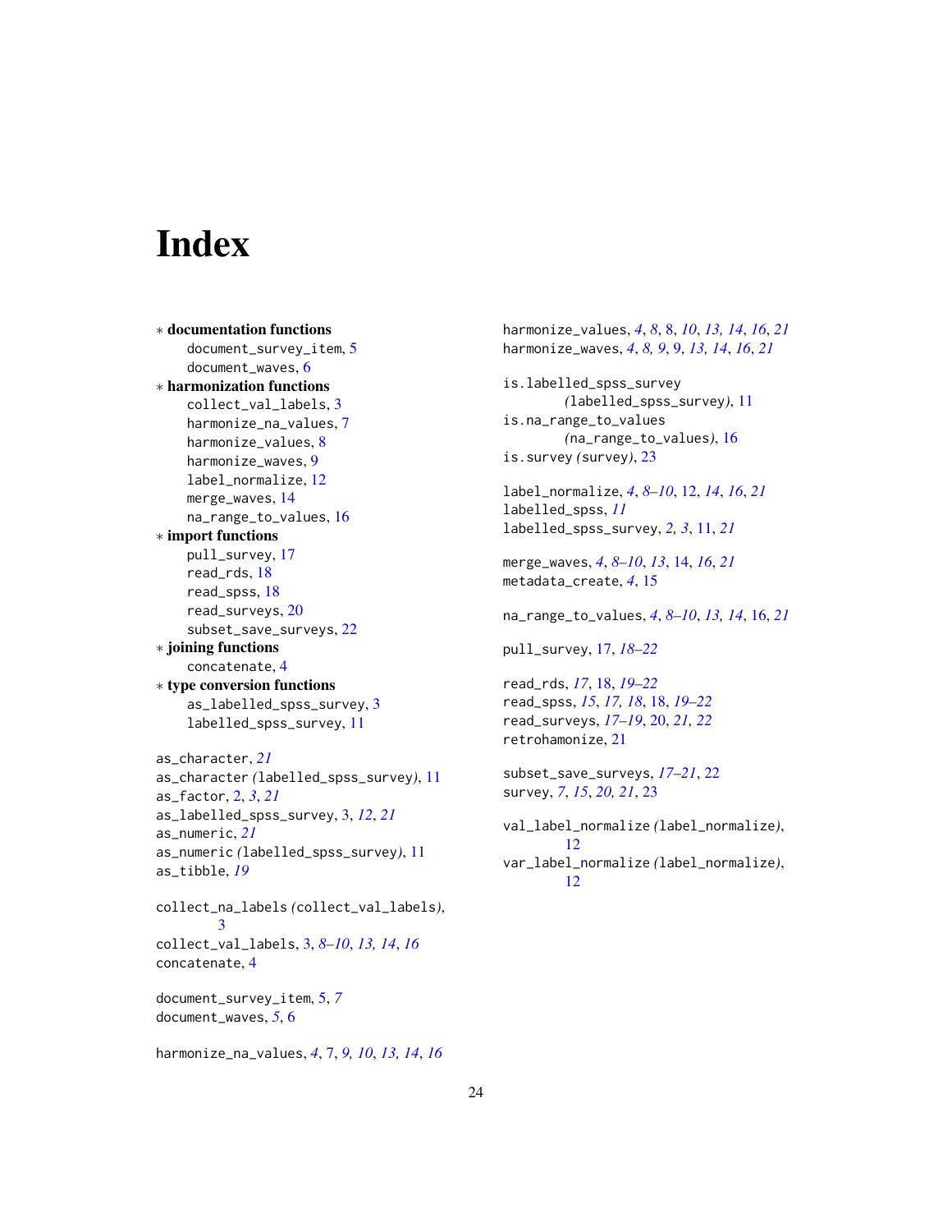# Index

∗ **documentation functions**
- document_survey_item, 5
- document_waves, 6

∗ **harmonization functions**
- collect_val_labels, 3
- harmonize_na_values, 7
- harmonize_values, 8
- harmonize_waves, 9
- label_normalize, 12
- merge_waves, 14
- na_range_to_values, 16

∗ **import functions**
- pull_survey, 17
- read_rds, 18
- read_spss, 18
- read_surveys, 20
- subset_save_surveys, 22

∗ **joining functions**
- concatenate, 4

∗ **type conversion functions**
- as_labelled_spss_survey, 3
- labelled_spss_survey, 11

as_character, *21*
as_character *(*labelled_spss_survey*)*, 11
as_factor, 2, *3*, *21*
as_labelled_spss_survey, 3, *12*, *21*
as_numeric, *21*
as_numeric *(*labelled_spss_survey*)*, 11
as_tibble, *19*

collect_na_labels *(*collect_val_labels*)*, 3
collect_val_labels, 3, *8–10*, *13, 14*, *16*
concatenate, 4

document_survey_item, 5, *7*
document_waves, *5*, 6

harmonize_na_values, *4*, 7, *9, 10*, *13, 14*, *16*
harmonize_values, *4*, *8*, 8, *10*, *13, 14*, *16*, *21*
harmonize_waves, *4*, *8, 9*, 9, *13, 14*, *16*, *21*

is.labelled_spss_survey *(*labelled_spss_survey*)*, 11
is.na_range_to_values *(*na_range_to_values*)*, 16
is.survey *(*survey*)*, 23

label_normalize, *4*, *8–10*, 12, *14*, *16*, *21*
labelled_spss, *11*
labelled_spss_survey, *2, 3*, 11, *21*

merge_waves, *4*, *8–10*, *13*, 14, *16*, *21*
metadata_create, *4*, 15

na_range_to_values, *4*, *8–10*, *13, 14*, 16, *21*

pull_survey, 17, *18–22*

read_rds, *17*, 18, *19–22*
read_spss, *15*, *17, 18*, 18, *19–22*
read_surveys, *17–19*, 20, *21, 22*
retrohamonize, 21

subset_save_surveys, *17–21*, 22
survey, *7*, *15*, *20, 21*, 23

val_label_normalize *(*label_normalize*)*, 12
var_label_normalize *(*label_normalize*)*, 12